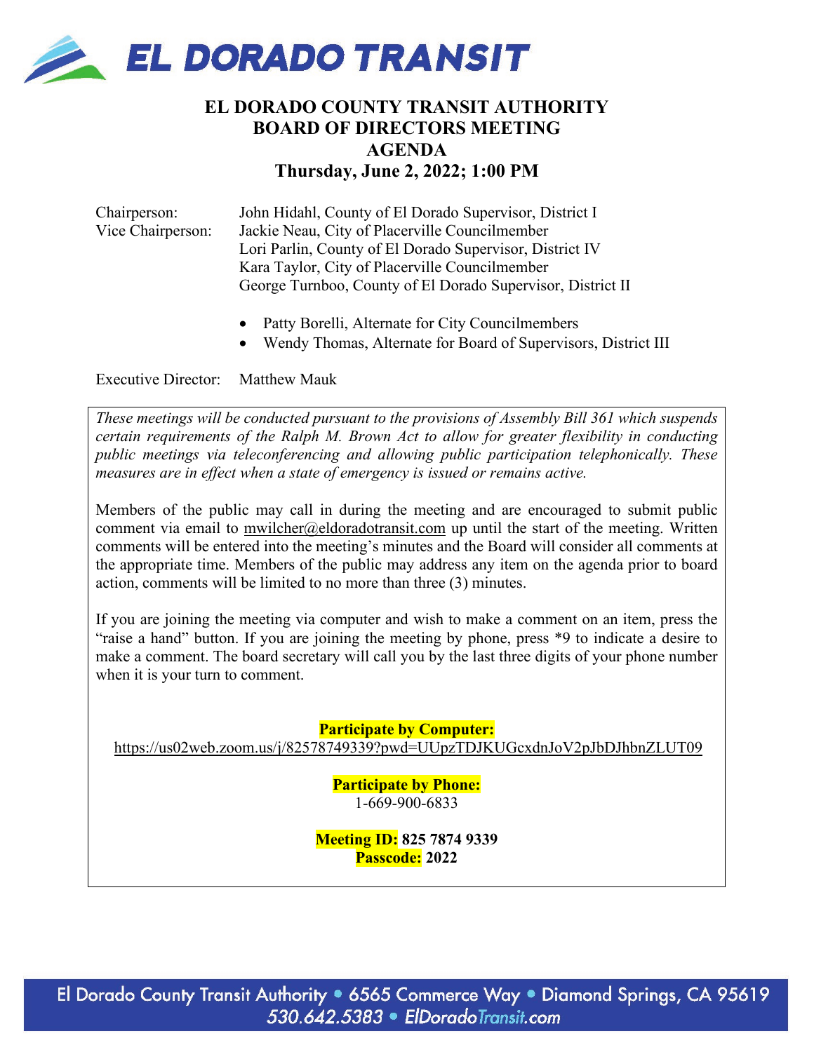# EL DORADO TRANSIT

## EL DORADO COUNTY TRANSIT AUTHORITY
## BOARD OF DIRECTORS MEETING
## AGENDA
## Thursday, June 2, 2022; 1:00 PM

| | |
|---|---|
| Chairperson: | John Hidahl, County of El Dorado Supervisor, District I |
| Vice Chairperson: | Jackie Neau, City of Placerville Councilmember |
| | Lori Parlin, County of El Dorado Supervisor, District IV |
| | Kara Taylor, City of Placerville Councilmember |
| | George Turnboo, County of El Dorado Supervisor, District II |

- Patty Borelli, Alternate for City Councilmembers
- Wendy Thomas, Alternate for Board of Supervisors, District III

Executive Director: Matthew Mauk

*These meetings will be conducted pursuant to the provisions of Assembly Bill 361 which suspends certain requirements of the Ralph M. Brown Act to allow for greater flexibility in conducting public meetings via teleconferencing and allowing public participation telephonically. These measures are in effect when a state of emergency is issued or remains active.*

Members of the public may call in during the meeting and are encouraged to submit public comment via email to mwilcher@eldoradotransit.com up until the start of the meeting. Written comments will be entered into the meeting's minutes and the Board will consider all comments at the appropriate time. Members of the public may address any item on the agenda prior to board action, comments will be limited to no more than three (3) minutes.

If you are joining the meeting via computer and wish to make a comment on an item, press the "raise a hand" button. If you are joining the meeting by phone, press *9 to indicate a desire to make a comment. The board secretary will call you by the last three digits of your phone number when it is your turn to comment.

**Participate by Computer:**
https://us02web.zoom.us/j/82578749339?pwd=UUpzTDJKUGcxdnJoV2pJbDJhbnZLUT09

**Participate by Phone:**
1-669-900-6833

**Meeting ID:** **825 7874 9339**
**Passcode:** **2022**

El Dorado County Transit Authority • 6565 Commerce Way • Diamond Springs, CA 95619
530.642.5383 • ElDoradoTransit.com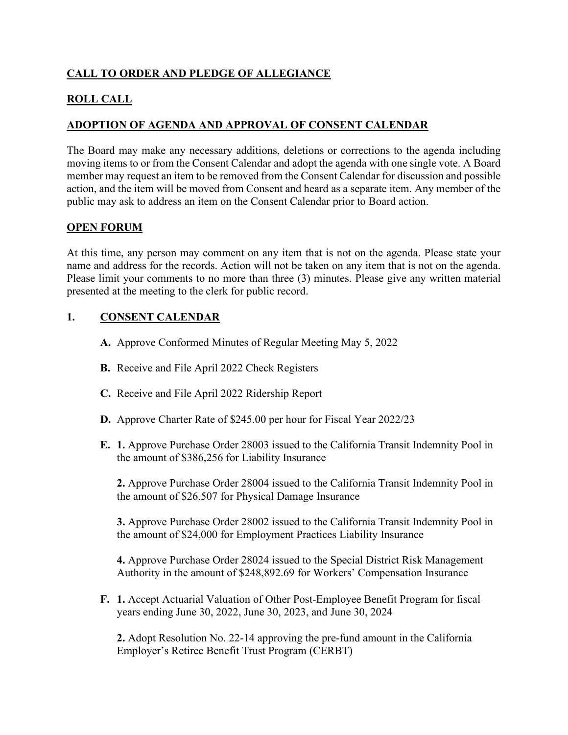## CALL TO ORDER AND PLEDGE OF ALLEGIANCE

## ROLL CALL

## ADOPTION OF AGENDA AND APPROVAL OF CONSENT CALENDAR

The Board may make any necessary additions, deletions or corrections to the agenda including moving items to or from the Consent Calendar and adopt the agenda with one single vote. A Board member may request an item to be removed from the Consent Calendar for discussion and possible action, and the item will be moved from Consent and heard as a separate item. Any member of the public may ask to address an item on the Consent Calendar prior to Board action.

## OPEN FORUM

At this time, any person may comment on any item that is not on the agenda. Please state your name and address for the records. Action will not be taken on any item that is not on the agenda. Please limit your comments to no more than three (3) minutes. Please give any written material presented at the meeting to the clerk for public record.

## 1. CONSENT CALENDAR

**A.** Approve Conformed Minutes of Regular Meeting May 5, 2022

**B.** Receive and File April 2022 Check Registers

**C.** Receive and File April 2022 Ridership Report

**D.** Approve Charter Rate of $245.00 per hour for Fiscal Year 2022/23

**E.** **1.** Approve Purchase Order 28003 issued to the California Transit Indemnity Pool in the amount of $386,256 for Liability Insurance

**2.** Approve Purchase Order 28004 issued to the California Transit Indemnity Pool in the amount of $26,507 for Physical Damage Insurance

**3.** Approve Purchase Order 28002 issued to the California Transit Indemnity Pool in the amount of $24,000 for Employment Practices Liability Insurance

**4.** Approve Purchase Order 28024 issued to the Special District Risk Management Authority in the amount of $248,892.69 for Workers' Compensation Insurance

**F.** **1.** Accept Actuarial Valuation of Other Post-Employee Benefit Program for fiscal years ending June 30, 2022, June 30, 2023, and June 30, 2024

**2.** Adopt Resolution No. 22-14 approving the pre-fund amount in the California Employer's Retiree Benefit Trust Program (CERBT)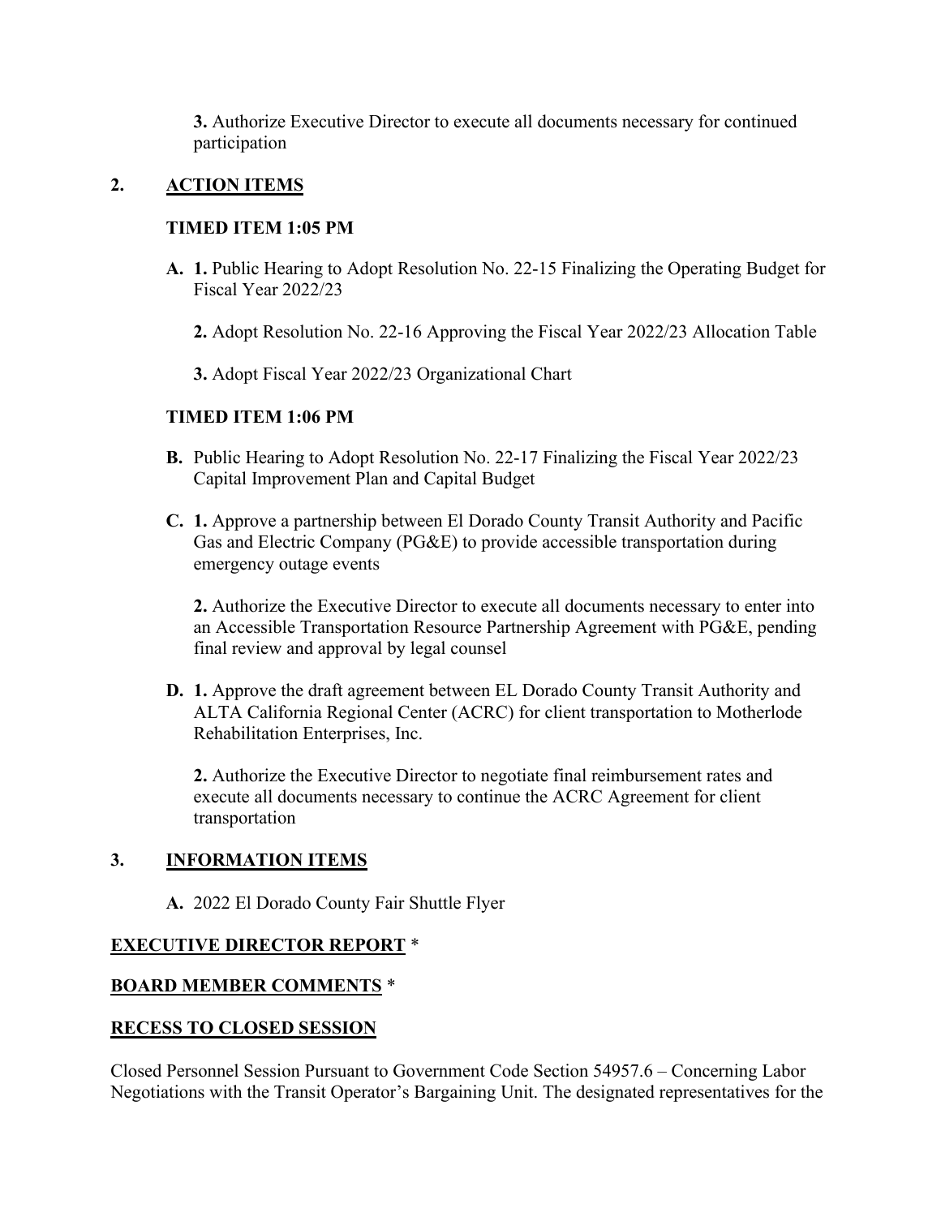**3.** Authorize Executive Director to execute all documents necessary for continued participation

## 2. ACTION ITEMS

**TIMED ITEM 1:05 PM**

**A. 1.** Public Hearing to Adopt Resolution No. 22-15 Finalizing the Operating Budget for Fiscal Year 2022/23

**2.** Adopt Resolution No. 22-16 Approving the Fiscal Year 2022/23 Allocation Table

**3.** Adopt Fiscal Year 2022/23 Organizational Chart

**TIMED ITEM 1:06 PM**

**B.** Public Hearing to Adopt Resolution No. 22-17 Finalizing the Fiscal Year 2022/23 Capital Improvement Plan and Capital Budget

**C. 1.** Approve a partnership between El Dorado County Transit Authority and Pacific Gas and Electric Company (PG&E) to provide accessible transportation during emergency outage events

**2.** Authorize the Executive Director to execute all documents necessary to enter into an Accessible Transportation Resource Partnership Agreement with PG&E, pending final review and approval by legal counsel

**D. 1.** Approve the draft agreement between EL Dorado County Transit Authority and ALTA California Regional Center (ACRC) for client transportation to Motherlode Rehabilitation Enterprises, Inc.

**2.** Authorize the Executive Director to negotiate final reimbursement rates and execute all documents necessary to continue the ACRC Agreement for client transportation

## 3. INFORMATION ITEMS

**A.** 2022 El Dorado County Fair Shuttle Flyer

**EXECUTIVE DIRECTOR REPORT** *

**BOARD MEMBER COMMENTS** *

**RECESS TO CLOSED SESSION**

Closed Personnel Session Pursuant to Government Code Section 54957.6 – Concerning Labor Negotiations with the Transit Operator's Bargaining Unit. The designated representatives for the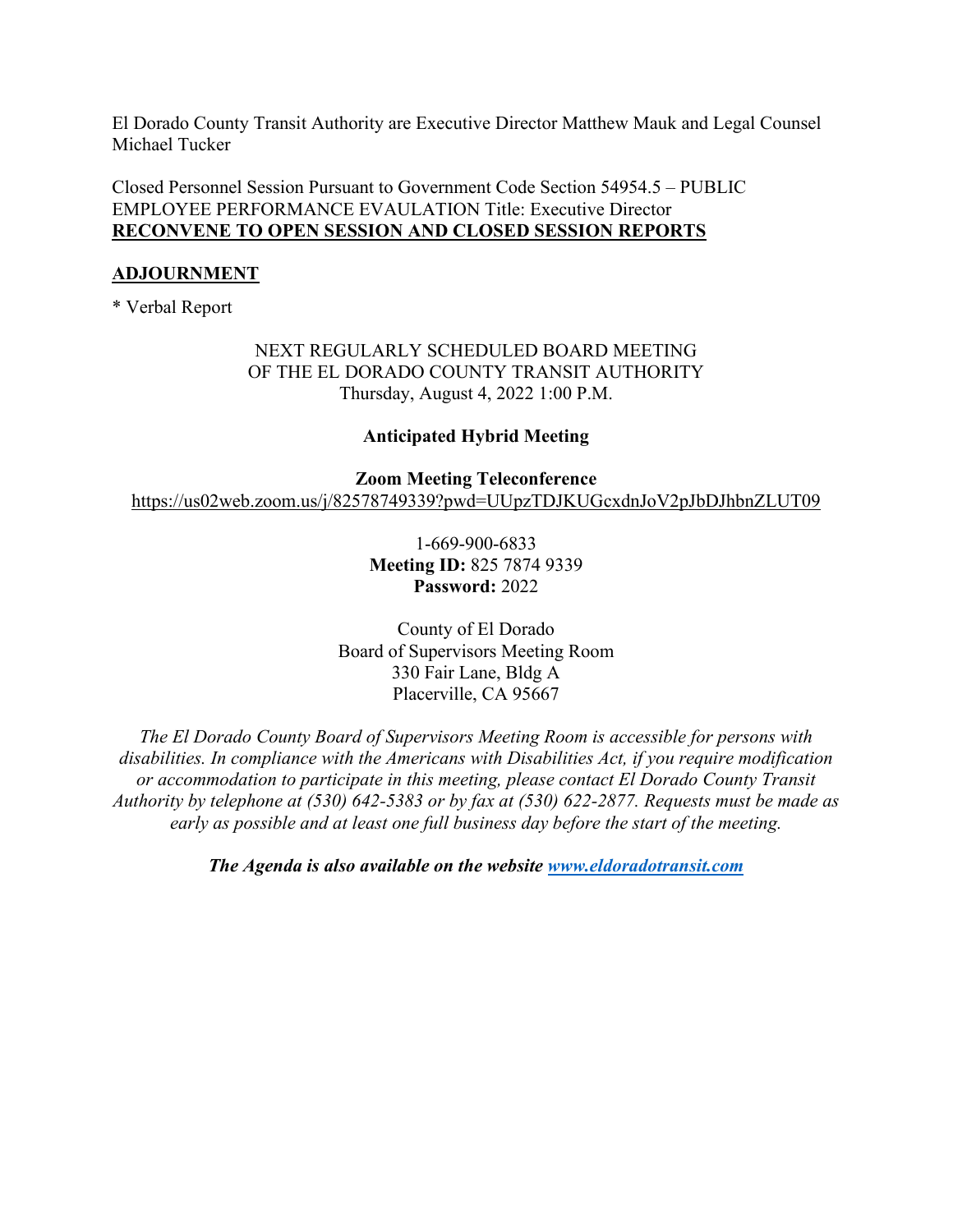El Dorado County Transit Authority are Executive Director Matthew Mauk and Legal Counsel Michael Tucker

Closed Personnel Session Pursuant to Government Code Section 54954.5 – PUBLIC EMPLOYEE PERFORMANCE EVAULATION Title: Executive Director
**RECONVENE TO OPEN SESSION AND CLOSED SESSION REPORTS**

**ADJOURNMENT**

* Verbal Report

NEXT REGULARLY SCHEDULED BOARD MEETING
OF THE EL DORADO COUNTY TRANSIT AUTHORITY
Thursday, August 4, 2022 1:00 P.M.

**Anticipated Hybrid Meeting**

**Zoom Meeting Teleconference**
https://us02web.zoom.us/j/82578749339?pwd=UUpzTDJKUGcxdnJoV2pJbDJhbnZLUT09

1-669-900-6833
**Meeting ID:** 825 7874 9339
**Password:** 2022

County of El Dorado
Board of Supervisors Meeting Room
330 Fair Lane, Bldg A
Placerville, CA 95667

*The El Dorado County Board of Supervisors Meeting Room is accessible for persons with disabilities. In compliance with the Americans with Disabilities Act, if you require modification or accommodation to participate in this meeting, please contact El Dorado County Transit Authority by telephone at (530) 642-5383 or by fax at (530) 622-2877. Requests must be made as early as possible and at least one full business day before the start of the meeting.*

***The Agenda is also available on the website [www.eldoradotransit.com](http://www.eldoradotransit.com)***